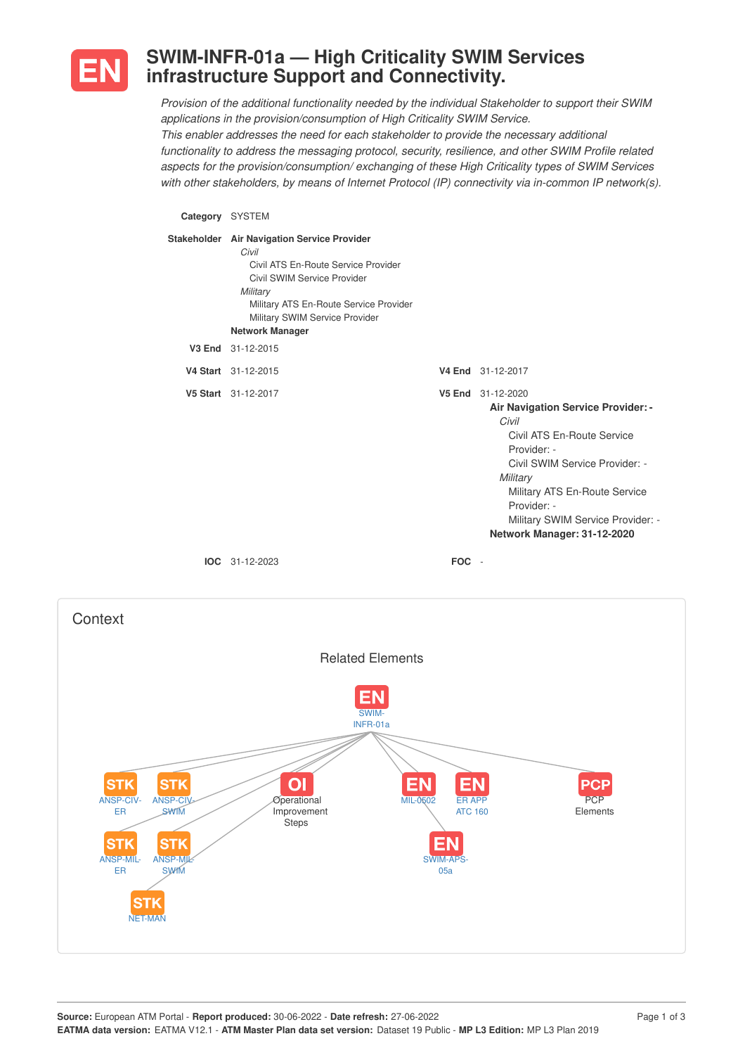# EN SWIM-INFR-01a — High Criticality SWIM Services infrastructure Support and Connectivity.

*Provision of the additional functionality needed by the individual Stakeholder to support their SWIM applications in the provision/consumption of High Criticality SWIM Service.*
*This enabler addresses the need for each stakeholder to provide the necessary additional functionality to address the messaging protocol, security, resilience, and other SWIM Profile related aspects for the provision/consumption/ exchanging of these High Criticality types of SWIM Services with other stakeholders, by means of Internet Protocol (IP) connectivity via in-common IP network(s).*

**Category** SYSTEM

**Stakeholder** **Air Navigation Service Provider**
- *Civil*
  - Civil ATS En-Route Service Provider
  - Civil SWIM Service Provider
- *Military*
  - Military ATS En-Route Service Provider
  - Military SWIM Service Provider

**Network Manager**

**V3 End** 31-12-2015

**V4 Start** 31-12-2015 **V4 End** 31-12-2017

**V5 Start** 31-12-2017 **V5 End** 31-12-2020

**Air Navigation Service Provider: -**
- *Civil*
  - Civil ATS En-Route Service Provider: -
  - Civil SWIM Service Provider: -
- *Military*
  - Military ATS En-Route Service Provider: -
  - Military SWIM Service Provider: -

**Network Manager: 31-12-2020**

**IOC** 31-12-2023 **FOC** -

## Context

### Related Elements

- EN SWIM-INFR-01a
  - STK ANSP-CIV-ER
  - STK ANSP-CIV-SWIM
  - STK ANSP-MIL-ER
  - STK ANSP-MIL-SWIM
  - STK NET-MAN
  - OI Operational Improvement Steps
  - EN MIL-0502
  - EN ER APP ATC 160
  - EN SWIM-APS-05a
  - PCP PCP Elements

**Source:** European ATM Portal - **Report produced:** 30-06-2022 - **Date refresh:** 27-06-2022
**EATMA data version:** EATMA V12.1 - **ATM Master Plan data set version:** Dataset 19 Public - **MP L3 Edition:** MP L3 Plan 2019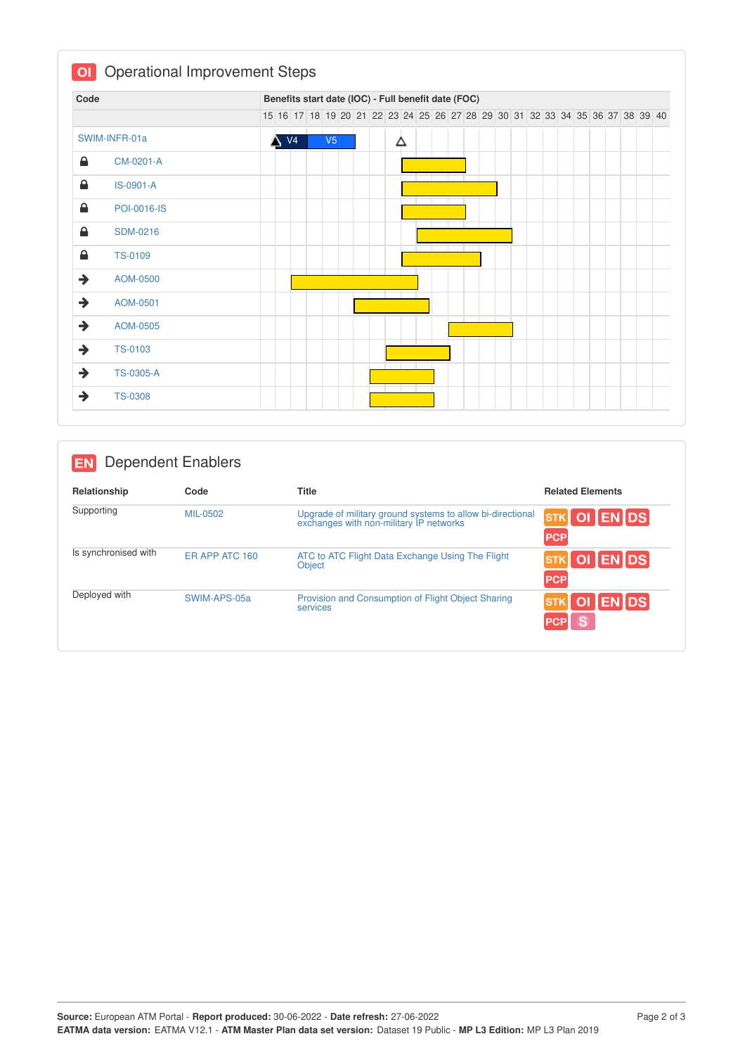## OI Operational Improvement Steps

| Code | Benefits start date (IOC) - Full benefit date (FOC) |
|---|---|
| SWIM-INFR-01a | V4, V5 |
| CM-0201-A | |
| IS-0901-A | |
| POI-0016-IS | |
| SDM-0216 | |
| TS-0109 | |
| AOM-0500 | |
| AOM-0501 | |
| AOM-0505 | |
| TS-0103 | |
| TS-0305-A | |
| TS-0308 | |

## EN Dependent Enablers

| Relationship | Code | Title | Related Elements |
|---|---|---|---|
| Supporting | MIL-0502 | Upgrade of military ground systems to allow bi-directional exchanges with non-military IP networks | STK OI EN DS PCP |
| Is synchronised with | ER APP ATC 160 | ATC to ATC Flight Data Exchange Using The Flight Object | STK OI EN DS PCP |
| Deployed with | SWIM-APS-05a | Provision and Consumption of Flight Object Sharing services | STK OI EN DS PCP S |

**Source:** European ATM Portal - **Report produced:** 30-06-2022 - **Date refresh:** 27-06-2022
**EATMA data version:** EATMA V12.1 - **ATM Master Plan data set version:** Dataset 19 Public - **MP L3 Edition:** MP L3 Plan 2019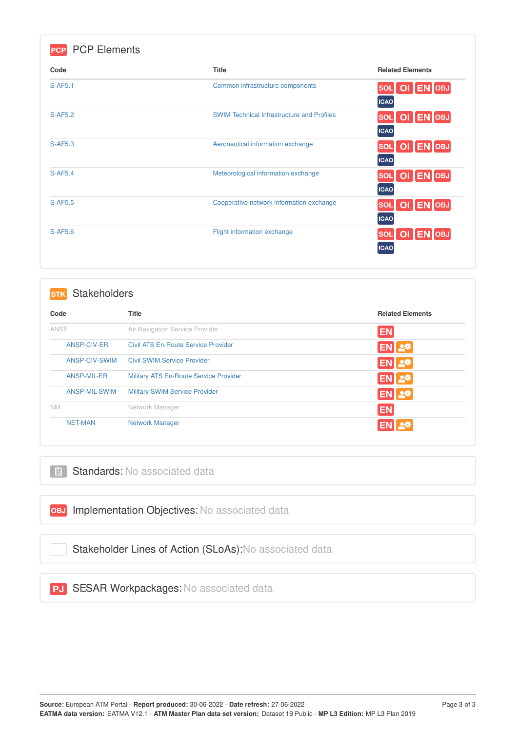## PCP PCP Elements

| Code | Title | Related Elements |
|---|---|---|
| S-AF5.1 | Common infrastructure components | SOL OI EN OBJ ICAO |
| S-AF5.2 | SWIM Technical Infrastructure and Profiles | SOL OI EN OBJ ICAO |
| S-AF5.3 | Aeronautical information exchange | SOL OI EN OBJ ICAO |
| S-AF5.4 | Meteorological information exchange | SOL OI EN OBJ ICAO |
| S-AF5.5 | Cooperative network information exchange | SOL OI EN OBJ ICAO |
| S-AF5.6 | Flight information exchange | SOL OI EN OBJ ICAO |

## STK Stakeholders

| Code | Title | Related Elements |
|---|---|---|
| ANSP | Air Navigation Service Provider | EN |
| ANSP-CIV-ER | Civil ATS En-Route Service Provider | EN |
| ANSP-CIV-SWIM | Civil SWIM Service Provider | EN |
| ANSP-MIL-ER | Military ATS En-Route Service Provider | EN |
| ANSP-MIL-SWIM | Military SWIM Service Provider | EN |
| NM | Network Manager | EN |
| NET-MAN | Network Manager | EN |

## Standards: No associated data

## OBJ Implementation Objectives: No associated data

## Stakeholder Lines of Action (SLoAs): No associated data

## PJ SESAR Workpackages: No associated data

**Source:** European ATM Portal - **Report produced:** 30-06-2022 - **Date refresh:** 27-06-2022
**EATMA data version:** EATMA V12.1 - **ATM Master Plan data set version:** Dataset 19 Public - **MP L3 Edition:** MP L3 Plan 2019